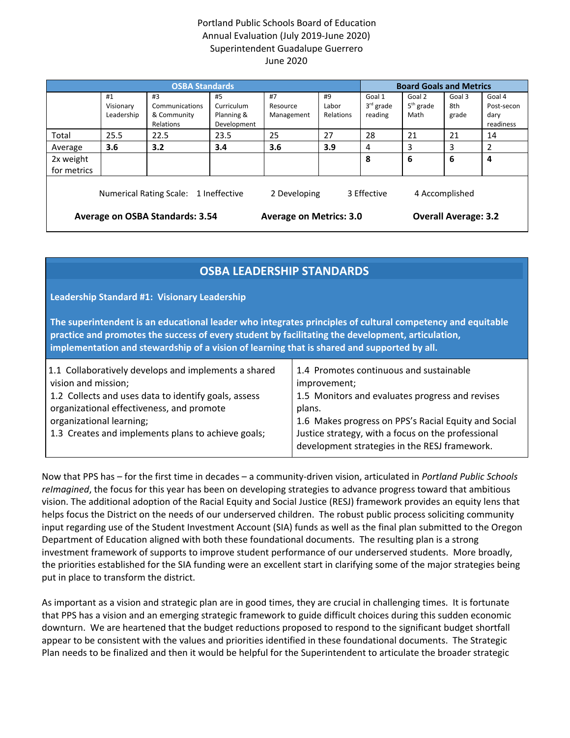Portland Public Schools Board of Education
Annual Evaluation (July 2019-June 2020)
Superintendent Guadalupe Guerrero
June 2020

| | OSBA Standards | | | | | Board Goals and Metrics | | | |
|---|---|---|---|---|---|---|---|---|---|
| | #1 Visionary Leadership | #3 Communications & Community Relations | #5 Curriculum Planning & Development | #7 Resource Management | #9 Labor Relations | Goal 1 3rd grade reading | Goal 2 5th grade Math | Goal 3 8th grade | Goal 4 Post-secondary readiness |
| Total | 25.5 | 22.5 | 23.5 | 25 | 27 | 28 | 21 | 21 | 14 |
| Average | **3.6** | **3.2** | **3.4** | **3.6** | **3.9** | 4 | 3 | 3 | 2 |
| 2x weight for metrics | | | | | | **8** | **6** | **6** | **4** |

Numerical Rating Scale: 1 Ineffective 2 Developing 3 Effective 4 Accomplished

**Average on OSBA Standards: 3.54** **Average on Metrics: 3.0** **Overall Average: 3.2**

## OSBA LEADERSHIP STANDARDS

### Leadership Standard #1: Visionary Leadership

**The superintendent is an educational leader who integrates principles of cultural competency and equitable practice and promotes the success of every student by facilitating the development, articulation, implementation and stewardship of a vision of learning that is shared and supported by all.**

1.1 Collaboratively develops and implements a shared vision and mission;
1.2 Collects and uses data to identify goals, assess organizational effectiveness, and promote organizational learning;
1.3 Creates and implements plans to achieve goals;
1.4 Promotes continuous and sustainable improvement;
1.5 Monitors and evaluates progress and revises plans.
1.6 Makes progress on PPS's Racial Equity and Social Justice strategy, with a focus on the professional development strategies in the RESJ framework.

Now that PPS has – for the first time in decades – a community-driven vision, articulated in *Portland Public Schools reImagined*, the focus for this year has been on developing strategies to advance progress toward that ambitious vision. The additional adoption of the Racial Equity and Social Justice (RESJ) framework provides an equity lens that helps focus the District on the needs of our underserved children. The robust public process soliciting community input regarding use of the Student Investment Account (SIA) funds as well as the final plan submitted to the Oregon Department of Education aligned with both these foundational documents. The resulting plan is a strong investment framework of supports to improve student performance of our underserved students. More broadly, the priorities established for the SIA funding were an excellent start in clarifying some of the major strategies being put in place to transform the district.

As important as a vision and strategic plan are in good times, they are crucial in challenging times. It is fortunate that PPS has a vision and an emerging strategic framework to guide difficult choices during this sudden economic downturn. We are heartened that the budget reductions proposed to respond to the significant budget shortfall appear to be consistent with the values and priorities identified in these foundational documents. The Strategic Plan needs to be finalized and then it would be helpful for the Superintendent to articulate the broader strategic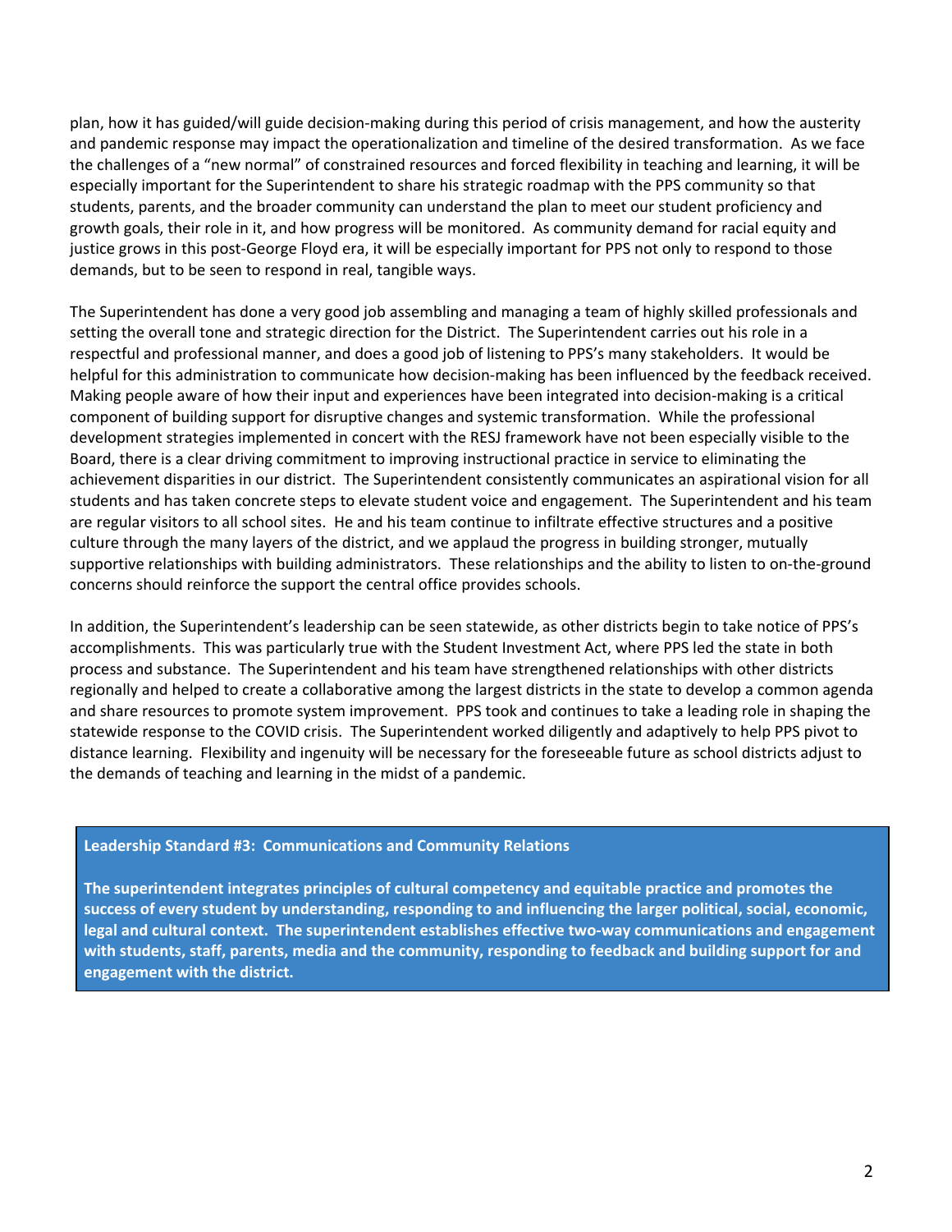plan, how it has guided/will guide decision-making during this period of crisis management, and how the austerity and pandemic response may impact the operationalization and timeline of the desired transformation. As we face the challenges of a "new normal" of constrained resources and forced flexibility in teaching and learning, it will be especially important for the Superintendent to share his strategic roadmap with the PPS community so that students, parents, and the broader community can understand the plan to meet our student proficiency and growth goals, their role in it, and how progress will be monitored. As community demand for racial equity and justice grows in this post-George Floyd era, it will be especially important for PPS not only to respond to those demands, but to be seen to respond in real, tangible ways.

The Superintendent has done a very good job assembling and managing a team of highly skilled professionals and setting the overall tone and strategic direction for the District. The Superintendent carries out his role in a respectful and professional manner, and does a good job of listening to PPS's many stakeholders. It would be helpful for this administration to communicate how decision-making has been influenced by the feedback received. Making people aware of how their input and experiences have been integrated into decision-making is a critical component of building support for disruptive changes and systemic transformation. While the professional development strategies implemented in concert with the RESJ framework have not been especially visible to the Board, there is a clear driving commitment to improving instructional practice in service to eliminating the achievement disparities in our district. The Superintendent consistently communicates an aspirational vision for all students and has taken concrete steps to elevate student voice and engagement. The Superintendent and his team are regular visitors to all school sites. He and his team continue to infiltrate effective structures and a positive culture through the many layers of the district, and we applaud the progress in building stronger, mutually supportive relationships with building administrators. These relationships and the ability to listen to on-the-ground concerns should reinforce the support the central office provides schools.

In addition, the Superintendent's leadership can be seen statewide, as other districts begin to take notice of PPS's accomplishments. This was particularly true with the Student Investment Act, where PPS led the state in both process and substance. The Superintendent and his team have strengthened relationships with other districts regionally and helped to create a collaborative among the largest districts in the state to develop a common agenda and share resources to promote system improvement. PPS took and continues to take a leading role in shaping the statewide response to the COVID crisis. The Superintendent worked diligently and adaptively to help PPS pivot to distance learning. Flexibility and ingenuity will be necessary for the foreseeable future as school districts adjust to the demands of teaching and learning in the midst of a pandemic.

**Leadership Standard #3: Communications and Community Relations**

**The superintendent integrates principles of cultural competency and equitable practice and promotes the success of every student by understanding, responding to and influencing the larger political, social, economic, legal and cultural context. The superintendent establishes effective two-way communications and engagement with students, staff, parents, media and the community, responding to feedback and building support for and engagement with the district.**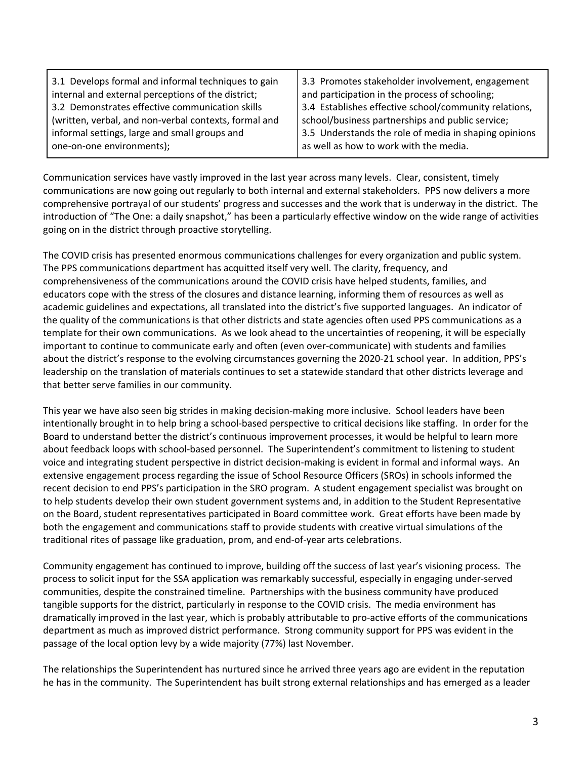| 3.1 Develops formal and informal techniques to gain internal and external perceptions of the district;<br>3.2 Demonstrates effective communication skills (written, verbal, and non-verbal contexts, formal and informal settings, large and small groups and one-on-one environments); | 3.3 Promotes stakeholder involvement, engagement and participation in the process of schooling;<br>3.4 Establishes effective school/community relations, school/business partnerships and public service;<br>3.5 Understands the role of media in shaping opinions as well as how to work with the media. |
|---|---|

Communication services have vastly improved in the last year across many levels. Clear, consistent, timely communications are now going out regularly to both internal and external stakeholders. PPS now delivers a more comprehensive portrayal of our students' progress and successes and the work that is underway in the district. The introduction of "The One: a daily snapshot," has been a particularly effective window on the wide range of activities going on in the district through proactive storytelling.

The COVID crisis has presented enormous communications challenges for every organization and public system. The PPS communications department has acquitted itself very well. The clarity, frequency, and comprehensiveness of the communications around the COVID crisis have helped students, families, and educators cope with the stress of the closures and distance learning, informing them of resources as well as academic guidelines and expectations, all translated into the district's five supported languages. An indicator of the quality of the communications is that other districts and state agencies often used PPS communications as a template for their own communications. As we look ahead to the uncertainties of reopening, it will be especially important to continue to communicate early and often (even over-communicate) with students and families about the district's response to the evolving circumstances governing the 2020-21 school year. In addition, PPS's leadership on the translation of materials continues to set a statewide standard that other districts leverage and that better serve families in our community.

This year we have also seen big strides in making decision-making more inclusive. School leaders have been intentionally brought in to help bring a school-based perspective to critical decisions like staffing. In order for the Board to understand better the district's continuous improvement processes, it would be helpful to learn more about feedback loops with school-based personnel. The Superintendent's commitment to listening to student voice and integrating student perspective in district decision-making is evident in formal and informal ways. An extensive engagement process regarding the issue of School Resource Officers (SROs) in schools informed the recent decision to end PPS's participation in the SRO program. A student engagement specialist was brought on to help students develop their own student government systems and, in addition to the Student Representative on the Board, student representatives participated in Board committee work. Great efforts have been made by both the engagement and communications staff to provide students with creative virtual simulations of the traditional rites of passage like graduation, prom, and end-of-year arts celebrations.

Community engagement has continued to improve, building off the success of last year's visioning process. The process to solicit input for the SSA application was remarkably successful, especially in engaging under-served communities, despite the constrained timeline. Partnerships with the business community have produced tangible supports for the district, particularly in response to the COVID crisis. The media environment has dramatically improved in the last year, which is probably attributable to pro-active efforts of the communications department as much as improved district performance. Strong community support for PPS was evident in the passage of the local option levy by a wide majority (77%) last November.

The relationships the Superintendent has nurtured since he arrived three years ago are evident in the reputation he has in the community. The Superintendent has built strong external relationships and has emerged as a leader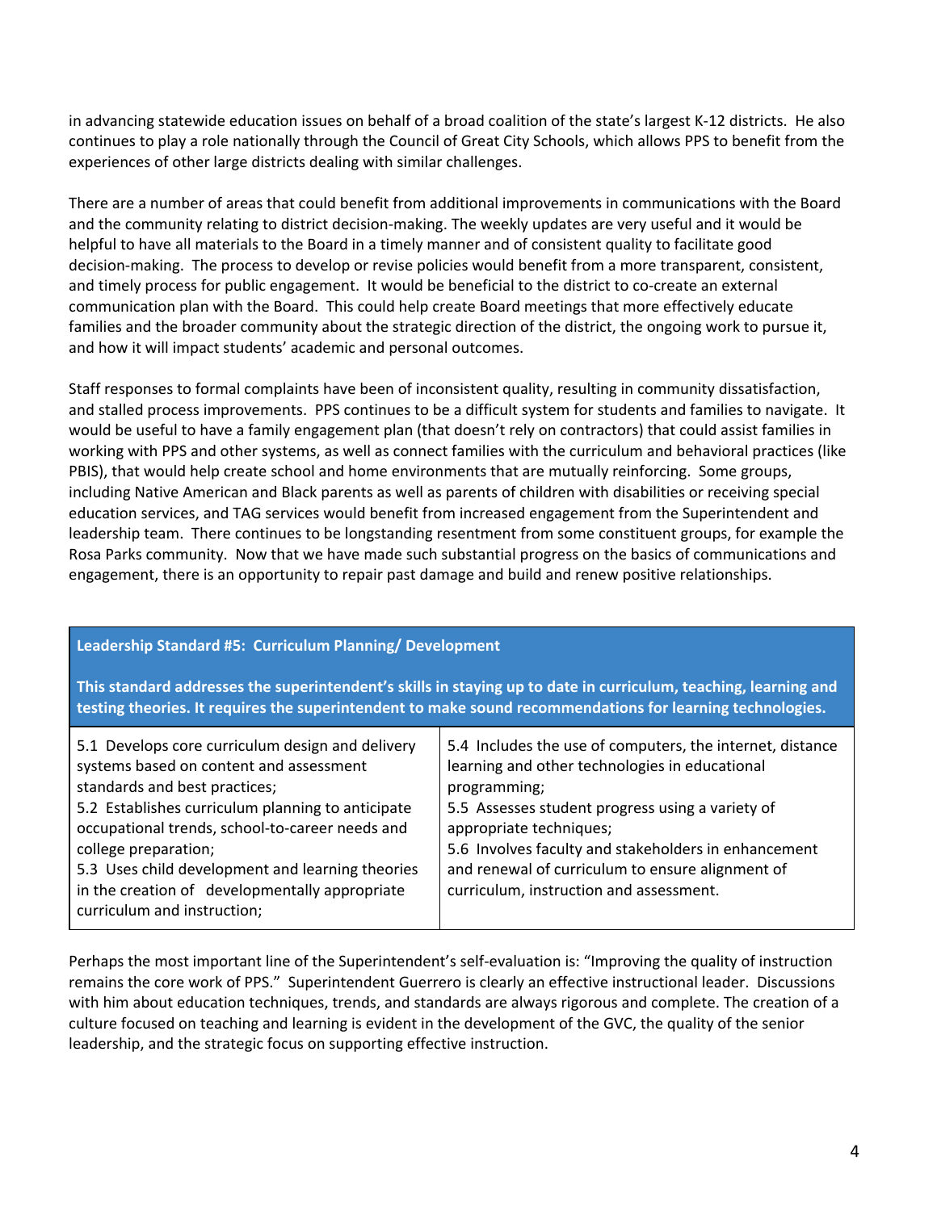in advancing statewide education issues on behalf of a broad coalition of the state's largest K-12 districts. He also continues to play a role nationally through the Council of Great City Schools, which allows PPS to benefit from the experiences of other large districts dealing with similar challenges.

There are a number of areas that could benefit from additional improvements in communications with the Board and the community relating to district decision-making. The weekly updates are very useful and it would be helpful to have all materials to the Board in a timely manner and of consistent quality to facilitate good decision-making. The process to develop or revise policies would benefit from a more transparent, consistent, and timely process for public engagement. It would be beneficial to the district to co-create an external communication plan with the Board. This could help create Board meetings that more effectively educate families and the broader community about the strategic direction of the district, the ongoing work to pursue it, and how it will impact students' academic and personal outcomes.

Staff responses to formal complaints have been of inconsistent quality, resulting in community dissatisfaction, and stalled process improvements. PPS continues to be a difficult system for students and families to navigate. It would be useful to have a family engagement plan (that doesn't rely on contractors) that could assist families in working with PPS and other systems, as well as connect families with the curriculum and behavioral practices (like PBIS), that would help create school and home environments that are mutually reinforcing. Some groups, including Native American and Black parents as well as parents of children with disabilities or receiving special education services, and TAG services would benefit from increased engagement from the Superintendent and leadership team. There continues to be longstanding resentment from some constituent groups, for example the Rosa Parks community. Now that we have made such substantial progress on the basics of communications and engagement, there is an opportunity to repair past damage and build and renew positive relationships.

| **Leadership Standard #5: Curriculum Planning/ Development**<br><br>**This standard addresses the superintendent's skills in staying up to date in curriculum, teaching, learning and testing theories. It requires the superintendent to make sound recommendations for learning technologies.** | |
|---|---|
| 5.1 Develops core curriculum design and delivery systems based on content and assessment standards and best practices;<br>5.2 Establishes curriculum planning to anticipate occupational trends, school-to-career needs and college preparation;<br>5.3 Uses child development and learning theories in the creation of developmentally appropriate curriculum and instruction; | 5.4 Includes the use of computers, the internet, distance learning and other technologies in educational programming;<br>5.5 Assesses student progress using a variety of appropriate techniques;<br>5.6 Involves faculty and stakeholders in enhancement and renewal of curriculum to ensure alignment of curriculum, instruction and assessment. |

Perhaps the most important line of the Superintendent's self-evaluation is: "Improving the quality of instruction remains the core work of PPS." Superintendent Guerrero is clearly an effective instructional leader. Discussions with him about education techniques, trends, and standards are always rigorous and complete. The creation of a culture focused on teaching and learning is evident in the development of the GVC, the quality of the senior leadership, and the strategic focus on supporting effective instruction.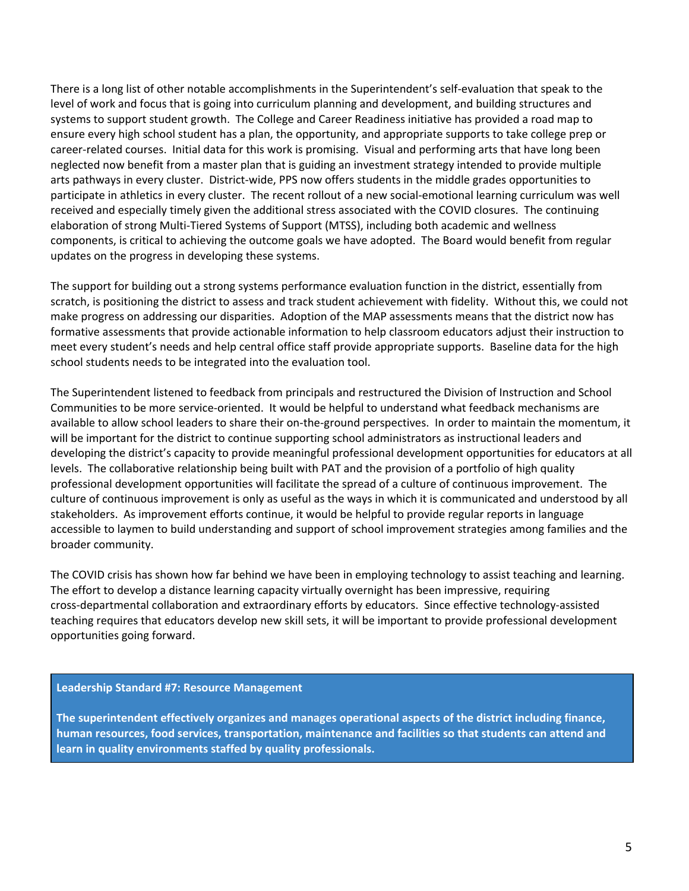There is a long list of other notable accomplishments in the Superintendent's self-evaluation that speak to the level of work and focus that is going into curriculum planning and development, and building structures and systems to support student growth. The College and Career Readiness initiative has provided a road map to ensure every high school student has a plan, the opportunity, and appropriate supports to take college prep or career-related courses. Initial data for this work is promising. Visual and performing arts that have long been neglected now benefit from a master plan that is guiding an investment strategy intended to provide multiple arts pathways in every cluster. District-wide, PPS now offers students in the middle grades opportunities to participate in athletics in every cluster. The recent rollout of a new social-emotional learning curriculum was well received and especially timely given the additional stress associated with the COVID closures. The continuing elaboration of strong Multi-Tiered Systems of Support (MTSS), including both academic and wellness components, is critical to achieving the outcome goals we have adopted. The Board would benefit from regular updates on the progress in developing these systems.

The support for building out a strong systems performance evaluation function in the district, essentially from scratch, is positioning the district to assess and track student achievement with fidelity. Without this, we could not make progress on addressing our disparities. Adoption of the MAP assessments means that the district now has formative assessments that provide actionable information to help classroom educators adjust their instruction to meet every student's needs and help central office staff provide appropriate supports. Baseline data for the high school students needs to be integrated into the evaluation tool.

The Superintendent listened to feedback from principals and restructured the Division of Instruction and School Communities to be more service-oriented. It would be helpful to understand what feedback mechanisms are available to allow school leaders to share their on-the-ground perspectives. In order to maintain the momentum, it will be important for the district to continue supporting school administrators as instructional leaders and developing the district's capacity to provide meaningful professional development opportunities for educators at all levels. The collaborative relationship being built with PAT and the provision of a portfolio of high quality professional development opportunities will facilitate the spread of a culture of continuous improvement. The culture of continuous improvement is only as useful as the ways in which it is communicated and understood by all stakeholders. As improvement efforts continue, it would be helpful to provide regular reports in language accessible to laymen to build understanding and support of school improvement strategies among families and the broader community.

The COVID crisis has shown how far behind we have been in employing technology to assist teaching and learning. The effort to develop a distance learning capacity virtually overnight has been impressive, requiring cross-departmental collaboration and extraordinary efforts by educators. Since effective technology-assisted teaching requires that educators develop new skill sets, it will be important to provide professional development opportunities going forward.

**Leadership Standard #7: Resource Management**

**The superintendent effectively organizes and manages operational aspects of the district including finance, human resources, food services, transportation, maintenance and facilities so that students can attend and learn in quality environments staffed by quality professionals.**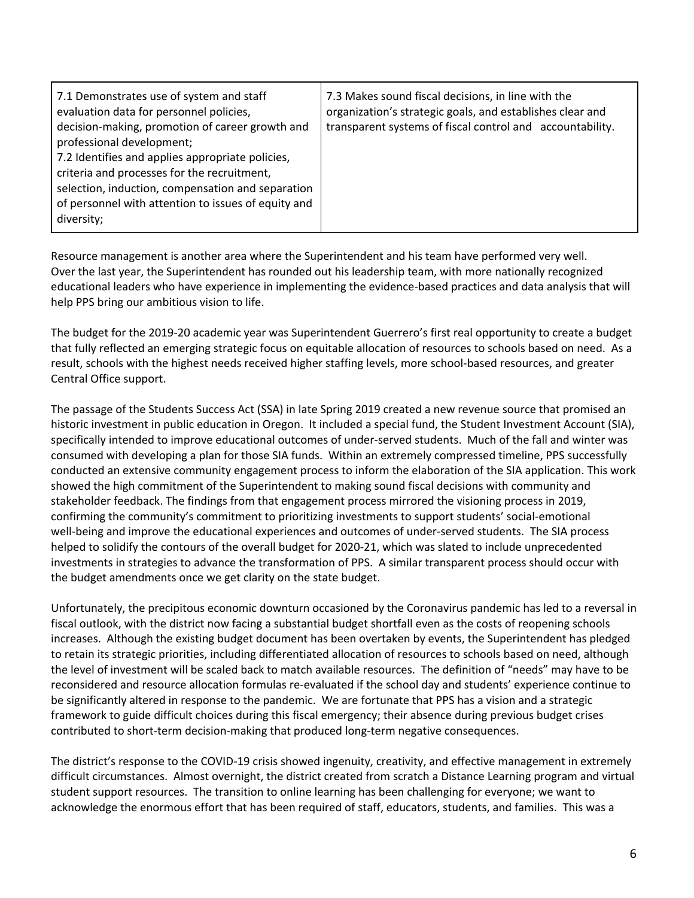| 7.1 Demonstrates use of system and staff evaluation data for personnel policies, decision-making, promotion of career growth and professional development;<br>7.2 Identifies and applies appropriate policies, criteria and processes for the recruitment, selection, induction, compensation and separation of personnel with attention to issues of equity and diversity; | 7.3 Makes sound fiscal decisions, in line with the organization's strategic goals, and establishes clear and transparent systems of fiscal control and accountability. |
|---|---|

Resource management is another area where the Superintendent and his team have performed very well. Over the last year, the Superintendent has rounded out his leadership team, with more nationally recognized educational leaders who have experience in implementing the evidence-based practices and data analysis that will help PPS bring our ambitious vision to life.

The budget for the 2019-20 academic year was Superintendent Guerrero's first real opportunity to create a budget that fully reflected an emerging strategic focus on equitable allocation of resources to schools based on need. As a result, schools with the highest needs received higher staffing levels, more school-based resources, and greater Central Office support.

The passage of the Students Success Act (SSA) in late Spring 2019 created a new revenue source that promised an historic investment in public education in Oregon. It included a special fund, the Student Investment Account (SIA), specifically intended to improve educational outcomes of under-served students. Much of the fall and winter was consumed with developing a plan for those SIA funds. Within an extremely compressed timeline, PPS successfully conducted an extensive community engagement process to inform the elaboration of the SIA application. This work showed the high commitment of the Superintendent to making sound fiscal decisions with community and stakeholder feedback. The findings from that engagement process mirrored the visioning process in 2019, confirming the community's commitment to prioritizing investments to support students' social-emotional well-being and improve the educational experiences and outcomes of under-served students. The SIA process helped to solidify the contours of the overall budget for 2020-21, which was slated to include unprecedented investments in strategies to advance the transformation of PPS. A similar transparent process should occur with the budget amendments once we get clarity on the state budget.

Unfortunately, the precipitous economic downturn occasioned by the Coronavirus pandemic has led to a reversal in fiscal outlook, with the district now facing a substantial budget shortfall even as the costs of reopening schools increases. Although the existing budget document has been overtaken by events, the Superintendent has pledged to retain its strategic priorities, including differentiated allocation of resources to schools based on need, although the level of investment will be scaled back to match available resources. The definition of "needs" may have to be reconsidered and resource allocation formulas re-evaluated if the school day and students' experience continue to be significantly altered in response to the pandemic. We are fortunate that PPS has a vision and a strategic framework to guide difficult choices during this fiscal emergency; their absence during previous budget crises contributed to short-term decision-making that produced long-term negative consequences.

The district's response to the COVID-19 crisis showed ingenuity, creativity, and effective management in extremely difficult circumstances. Almost overnight, the district created from scratch a Distance Learning program and virtual student support resources. The transition to online learning has been challenging for everyone; we want to acknowledge the enormous effort that has been required of staff, educators, students, and families. This was a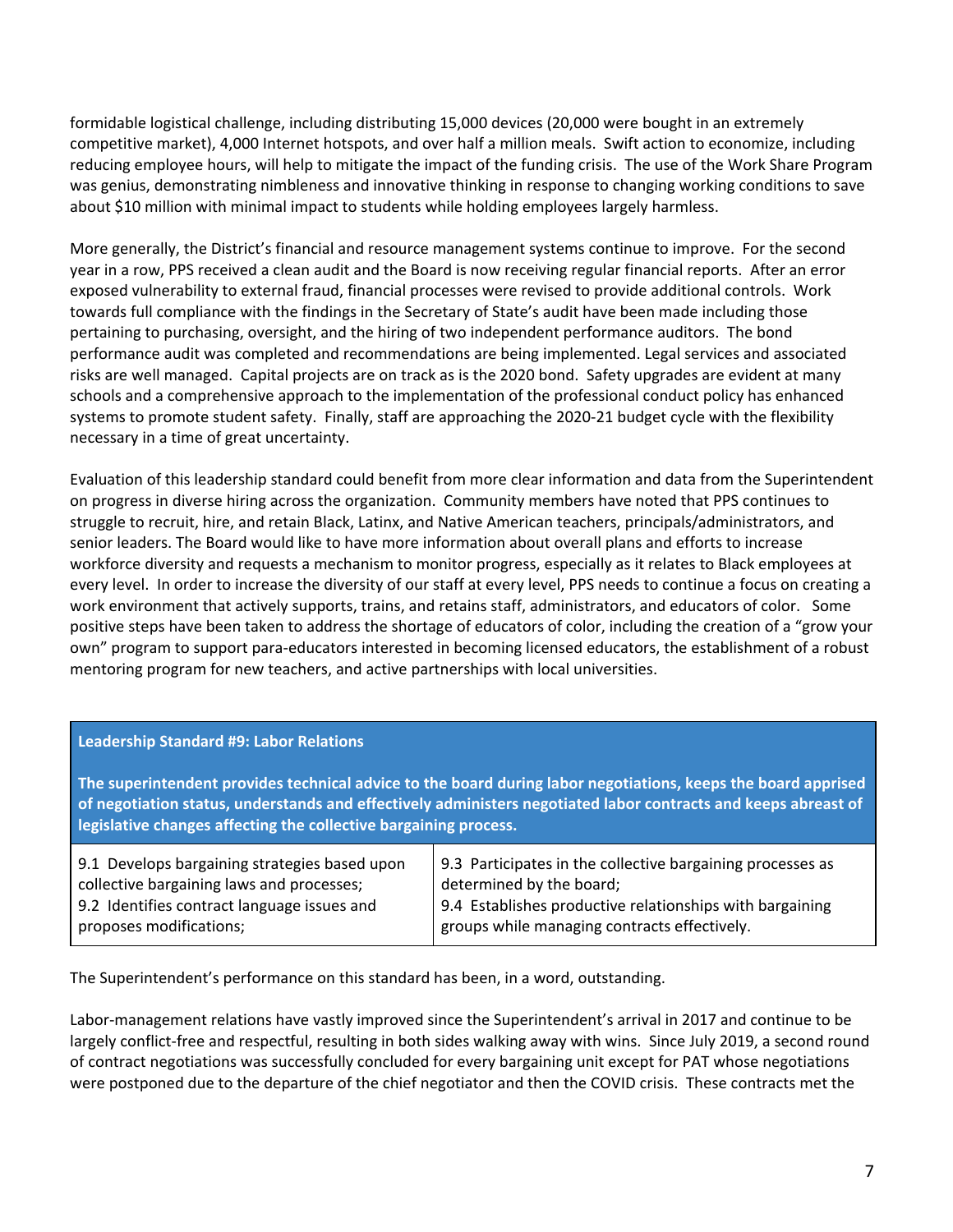formidable logistical challenge, including distributing 15,000 devices (20,000 were bought in an extremely competitive market), 4,000 Internet hotspots, and over half a million meals. Swift action to economize, including reducing employee hours, will help to mitigate the impact of the funding crisis. The use of the Work Share Program was genius, demonstrating nimbleness and innovative thinking in response to changing working conditions to save about $10 million with minimal impact to students while holding employees largely harmless.

More generally, the District's financial and resource management systems continue to improve. For the second year in a row, PPS received a clean audit and the Board is now receiving regular financial reports. After an error exposed vulnerability to external fraud, financial processes were revised to provide additional controls. Work towards full compliance with the findings in the Secretary of State's audit have been made including those pertaining to purchasing, oversight, and the hiring of two independent performance auditors. The bond performance audit was completed and recommendations are being implemented. Legal services and associated risks are well managed. Capital projects are on track as is the 2020 bond. Safety upgrades are evident at many schools and a comprehensive approach to the implementation of the professional conduct policy has enhanced systems to promote student safety. Finally, staff are approaching the 2020-21 budget cycle with the flexibility necessary in a time of great uncertainty.

Evaluation of this leadership standard could benefit from more clear information and data from the Superintendent on progress in diverse hiring across the organization. Community members have noted that PPS continues to struggle to recruit, hire, and retain Black, Latinx, and Native American teachers, principals/administrators, and senior leaders. The Board would like to have more information about overall plans and efforts to increase workforce diversity and requests a mechanism to monitor progress, especially as it relates to Black employees at every level. In order to increase the diversity of our staff at every level, PPS needs to continue a focus on creating a work environment that actively supports, trains, and retains staff, administrators, and educators of color. Some positive steps have been taken to address the shortage of educators of color, including the creation of a "grow your own" program to support para-educators interested in becoming licensed educators, the establishment of a robust mentoring program for new teachers, and active partnerships with local universities.

| **Leadership Standard #9: Labor Relations**<br><br>**The superintendent provides technical advice to the board during labor negotiations, keeps the board apprised of negotiation status, understands and effectively administers negotiated labor contracts and keeps abreast of legislative changes affecting the collective bargaining process.** | |
|---|---|
| 9.1 Develops bargaining strategies based upon collective bargaining laws and processes;<br>9.2 Identifies contract language issues and proposes modifications; | 9.3 Participates in the collective bargaining processes as determined by the board;<br>9.4 Establishes productive relationships with bargaining groups while managing contracts effectively. |

The Superintendent's performance on this standard has been, in a word, outstanding.

Labor-management relations have vastly improved since the Superintendent's arrival in 2017 and continue to be largely conflict-free and respectful, resulting in both sides walking away with wins. Since July 2019, a second round of contract negotiations was successfully concluded for every bargaining unit except for PAT whose negotiations were postponed due to the departure of the chief negotiator and then the COVID crisis. These contracts met the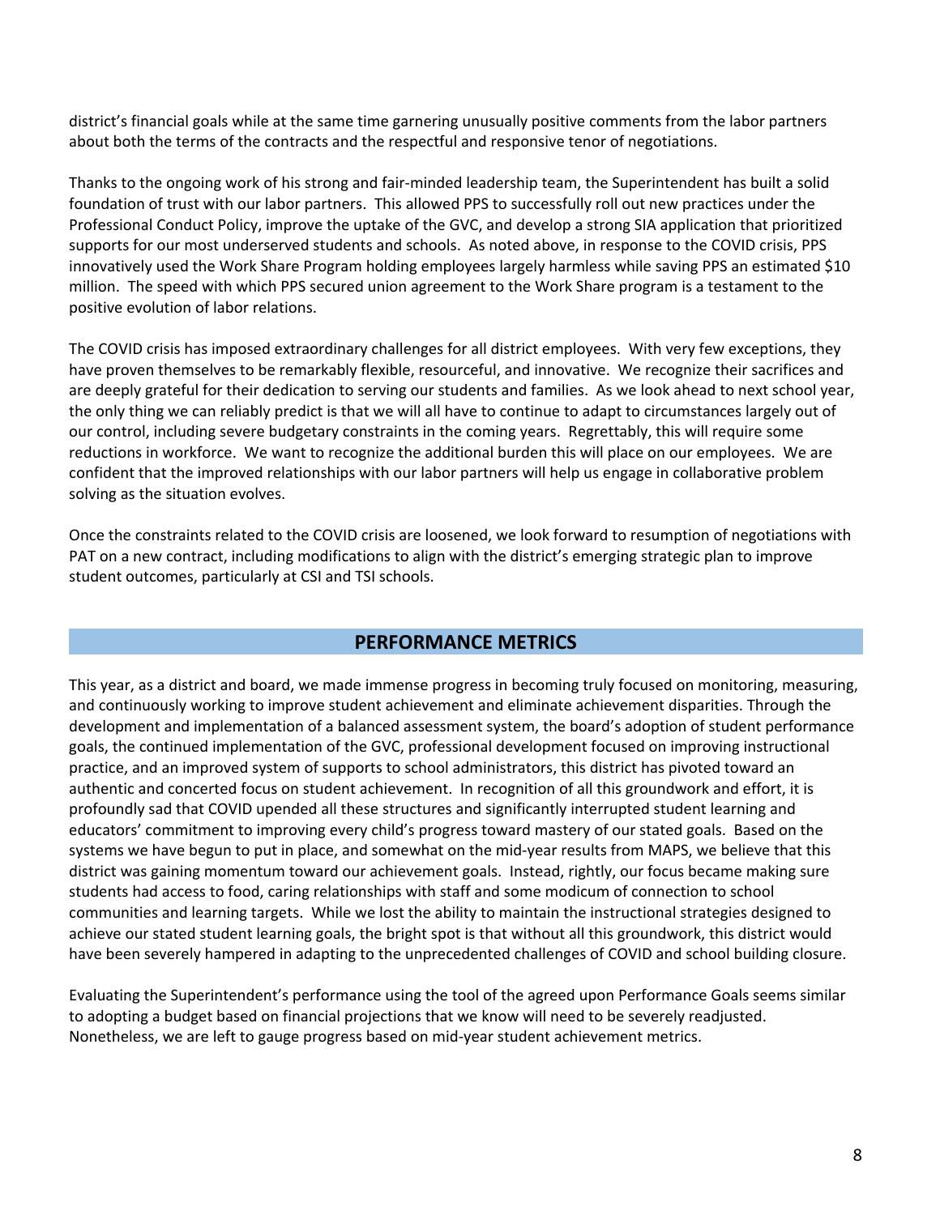district's financial goals while at the same time garnering unusually positive comments from the labor partners about both the terms of the contracts and the respectful and responsive tenor of negotiations.

Thanks to the ongoing work of his strong and fair-minded leadership team, the Superintendent has built a solid foundation of trust with our labor partners. This allowed PPS to successfully roll out new practices under the Professional Conduct Policy, improve the uptake of the GVC, and develop a strong SIA application that prioritized supports for our most underserved students and schools. As noted above, in response to the COVID crisis, PPS innovatively used the Work Share Program holding employees largely harmless while saving PPS an estimated $10 million. The speed with which PPS secured union agreement to the Work Share program is a testament to the positive evolution of labor relations.

The COVID crisis has imposed extraordinary challenges for all district employees. With very few exceptions, they have proven themselves to be remarkably flexible, resourceful, and innovative. We recognize their sacrifices and are deeply grateful for their dedication to serving our students and families. As we look ahead to next school year, the only thing we can reliably predict is that we will all have to continue to adapt to circumstances largely out of our control, including severe budgetary constraints in the coming years. Regrettably, this will require some reductions in workforce. We want to recognize the additional burden this will place on our employees. We are confident that the improved relationships with our labor partners will help us engage in collaborative problem solving as the situation evolves.

Once the constraints related to the COVID crisis are loosened, we look forward to resumption of negotiations with PAT on a new contract, including modifications to align with the district's emerging strategic plan to improve student outcomes, particularly at CSI and TSI schools.

## PERFORMANCE METRICS

This year, as a district and board, we made immense progress in becoming truly focused on monitoring, measuring, and continuously working to improve student achievement and eliminate achievement disparities. Through the development and implementation of a balanced assessment system, the board's adoption of student performance goals, the continued implementation of the GVC, professional development focused on improving instructional practice, and an improved system of supports to school administrators, this district has pivoted toward an authentic and concerted focus on student achievement. In recognition of all this groundwork and effort, it is profoundly sad that COVID upended all these structures and significantly interrupted student learning and educators' commitment to improving every child's progress toward mastery of our stated goals. Based on the systems we have begun to put in place, and somewhat on the mid-year results from MAPS, we believe that this district was gaining momentum toward our achievement goals. Instead, rightly, our focus became making sure students had access to food, caring relationships with staff and some modicum of connection to school communities and learning targets. While we lost the ability to maintain the instructional strategies designed to achieve our stated student learning goals, the bright spot is that without all this groundwork, this district would have been severely hampered in adapting to the unprecedented challenges of COVID and school building closure.

Evaluating the Superintendent's performance using the tool of the agreed upon Performance Goals seems similar to adopting a budget based on financial projections that we know will need to be severely readjusted. Nonetheless, we are left to gauge progress based on mid-year student achievement metrics.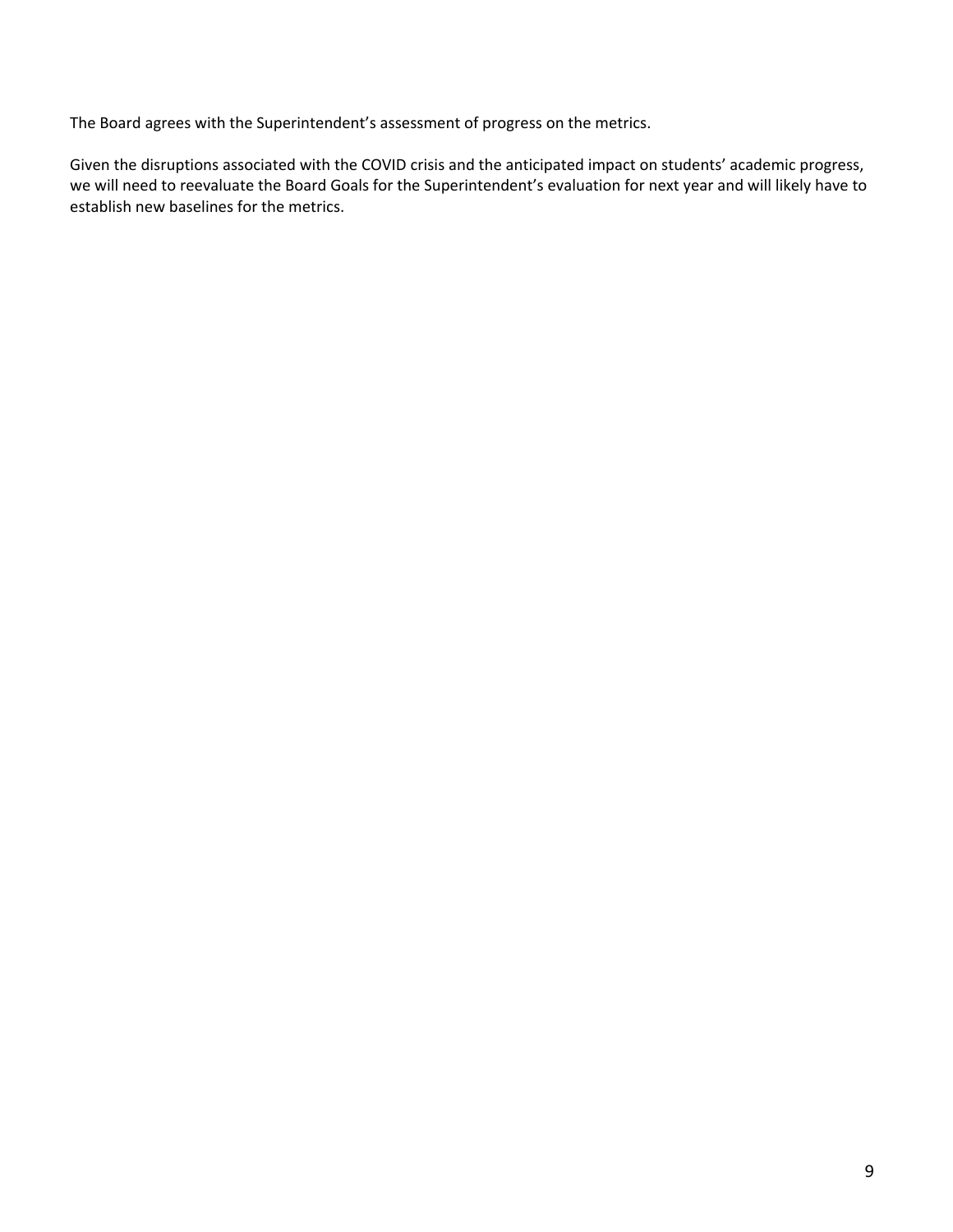The Board agrees with the Superintendent's assessment of progress on the metrics.

Given the disruptions associated with the COVID crisis and the anticipated impact on students' academic progress, we will need to reevaluate the Board Goals for the Superintendent's evaluation for next year and will likely have to establish new baselines for the metrics.